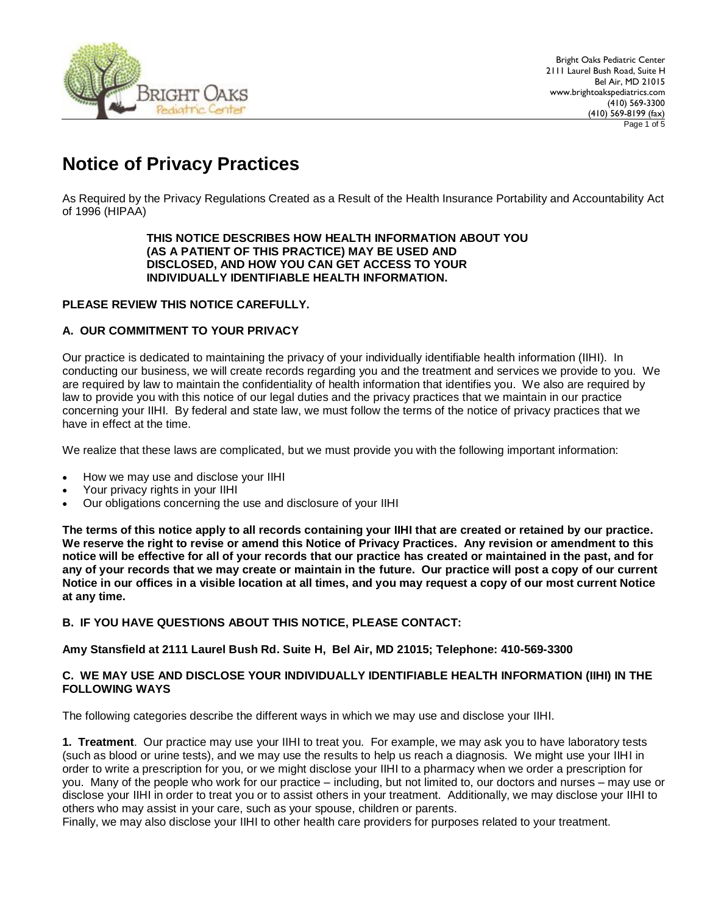Bright Oaks Pediatric Center
2111 Laurel Bush Road, Suite H
Bel Air, MD 21015
www.brightoakspediatrics.com
(410) 569-3300
(410) 569-8199 (fax)

# Notice of Privacy Practices

As Required by the Privacy Regulations Created as a Result of the Health Insurance Portability and Accountability Act of 1996 (HIPAA)

**THIS NOTICE DESCRIBES HOW HEALTH INFORMATION ABOUT YOU (AS A PATIENT OF THIS PRACTICE) MAY BE USED AND DISCLOSED, AND HOW YOU CAN GET ACCESS TO YOUR INDIVIDUALLY IDENTIFIABLE HEALTH INFORMATION.**

**PLEASE REVIEW THIS NOTICE CAREFULLY.**

## A. OUR COMMITMENT TO YOUR PRIVACY

Our practice is dedicated to maintaining the privacy of your individually identifiable health information (IIHI). In conducting our business, we will create records regarding you and the treatment and services we provide to you. We are required by law to maintain the confidentiality of health information that identifies you. We also are required by law to provide you with this notice of our legal duties and the privacy practices that we maintain in our practice concerning your IIHI. By federal and state law, we must follow the terms of the notice of privacy practices that we have in effect at the time.

We realize that these laws are complicated, but we must provide you with the following important information:

- How we may use and disclose your IIHI
- Your privacy rights in your IIHI
- Our obligations concerning the use and disclosure of your IIHI

**The terms of this notice apply to all records containing your IIHI that are created or retained by our practice. We reserve the right to revise or amend this Notice of Privacy Practices. Any revision or amendment to this notice will be effective for all of your records that our practice has created or maintained in the past, and for any of your records that we may create or maintain in the future. Our practice will post a copy of our current Notice in our offices in a visible location at all times, and you may request a copy of our most current Notice at any time.**

## B. IF YOU HAVE QUESTIONS ABOUT THIS NOTICE, PLEASE CONTACT:

**Amy Stansfield at 2111 Laurel Bush Rd. Suite H, Bel Air, MD 21015; Telephone: 410-569-3300**

## C. WE MAY USE AND DISCLOSE YOUR INDIVIDUALLY IDENTIFIABLE HEALTH INFORMATION (IIHI) IN THE FOLLOWING WAYS

The following categories describe the different ways in which we may use and disclose your IIHI.

**1. Treatment**. Our practice may use your IIHI to treat you. For example, we may ask you to have laboratory tests (such as blood or urine tests), and we may use the results to help us reach a diagnosis. We might use your IIHI in order to write a prescription for you, or we might disclose your IIHI to a pharmacy when we order a prescription for you. Many of the people who work for our practice – including, but not limited to, our doctors and nurses – may use or disclose your IIHI in order to treat you or to assist others in your treatment. Additionally, we may disclose your IIHI to others who may assist in your care, such as your spouse, children or parents.
Finally, we may also disclose your IIHI to other health care providers for purposes related to your treatment.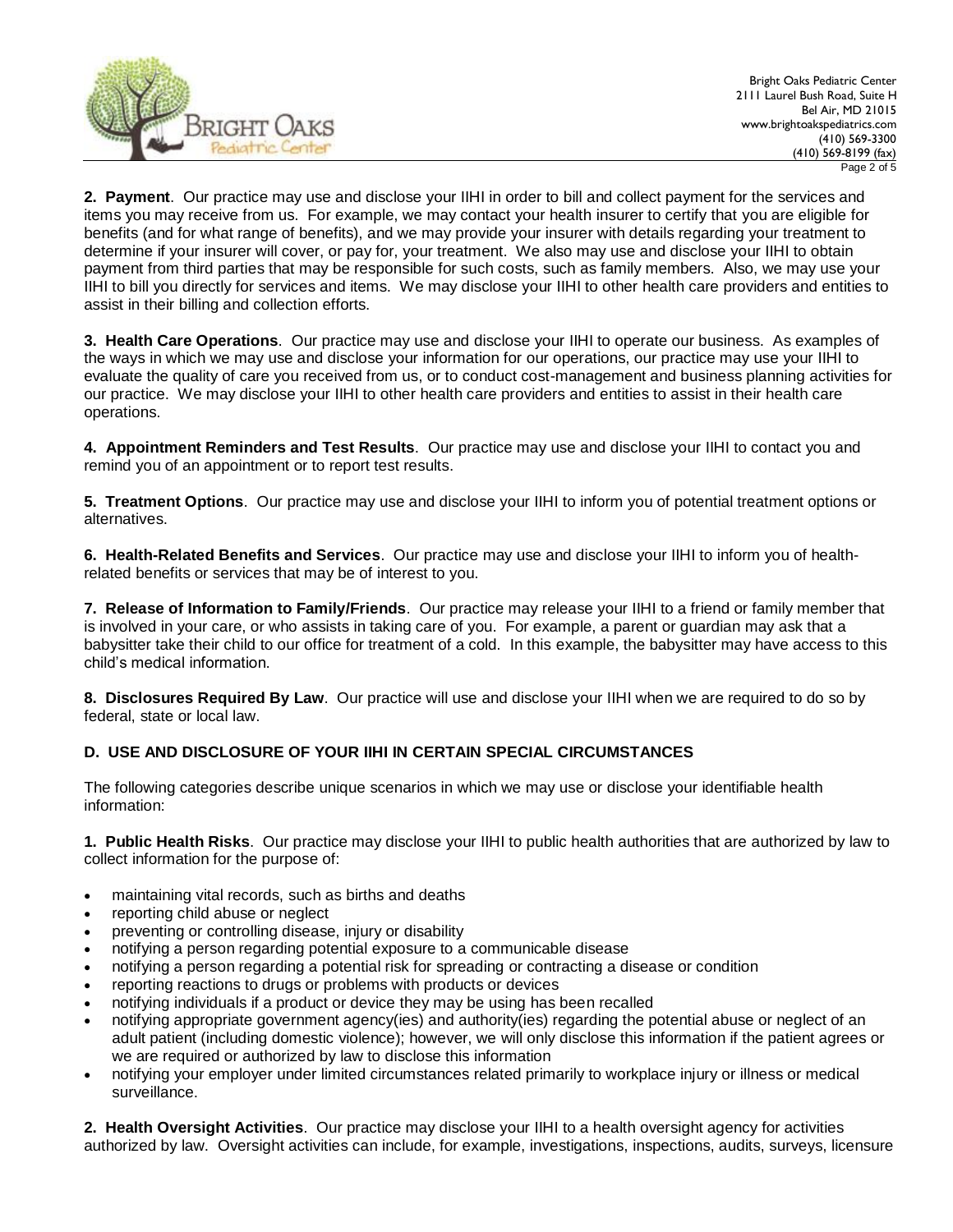**2. Payment**. Our practice may use and disclose your IIHI in order to bill and collect payment for the services and items you may receive from us. For example, we may contact your health insurer to certify that you are eligible for benefits (and for what range of benefits), and we may provide your insurer with details regarding your treatment to determine if your insurer will cover, or pay for, your treatment. We also may use and disclose your IIHI to obtain payment from third parties that may be responsible for such costs, such as family members. Also, we may use your IIHI to bill you directly for services and items. We may disclose your IIHI to other health care providers and entities to assist in their billing and collection efforts.

**3. Health Care Operations**. Our practice may use and disclose your IIHI to operate our business. As examples of the ways in which we may use and disclose your information for our operations, our practice may use your IIHI to evaluate the quality of care you received from us, or to conduct cost-management and business planning activities for our practice. We may disclose your IIHI to other health care providers and entities to assist in their health care operations.

**4. Appointment Reminders and Test Results**. Our practice may use and disclose your IIHI to contact you and remind you of an appointment or to report test results.

**5. Treatment Options**. Our practice may use and disclose your IIHI to inform you of potential treatment options or alternatives.

**6. Health-Related Benefits and Services**. Our practice may use and disclose your IIHI to inform you of health-related benefits or services that may be of interest to you.

**7. Release of Information to Family/Friends**. Our practice may release your IIHI to a friend or family member that is involved in your care, or who assists in taking care of you. For example, a parent or guardian may ask that a babysitter take their child to our office for treatment of a cold. In this example, the babysitter may have access to this child's medical information.

**8. Disclosures Required By Law**. Our practice will use and disclose your IIHI when we are required to do so by federal, state or local law.

## D. USE AND DISCLOSURE OF YOUR IIHI IN CERTAIN SPECIAL CIRCUMSTANCES

The following categories describe unique scenarios in which we may use or disclose your identifiable health information:

**1. Public Health Risks**. Our practice may disclose your IIHI to public health authorities that are authorized by law to collect information for the purpose of:

- maintaining vital records, such as births and deaths
- reporting child abuse or neglect
- preventing or controlling disease, injury or disability
- notifying a person regarding potential exposure to a communicable disease
- notifying a person regarding a potential risk for spreading or contracting a disease or condition
- reporting reactions to drugs or problems with products or devices
- notifying individuals if a product or device they may be using has been recalled
- notifying appropriate government agency(ies) and authority(ies) regarding the potential abuse or neglect of an adult patient (including domestic violence); however, we will only disclose this information if the patient agrees or we are required or authorized by law to disclose this information
- notifying your employer under limited circumstances related primarily to workplace injury or illness or medical surveillance.

**2. Health Oversight Activities**. Our practice may disclose your IIHI to a health oversight agency for activities authorized by law. Oversight activities can include, for example, investigations, inspections, audits, surveys, licensure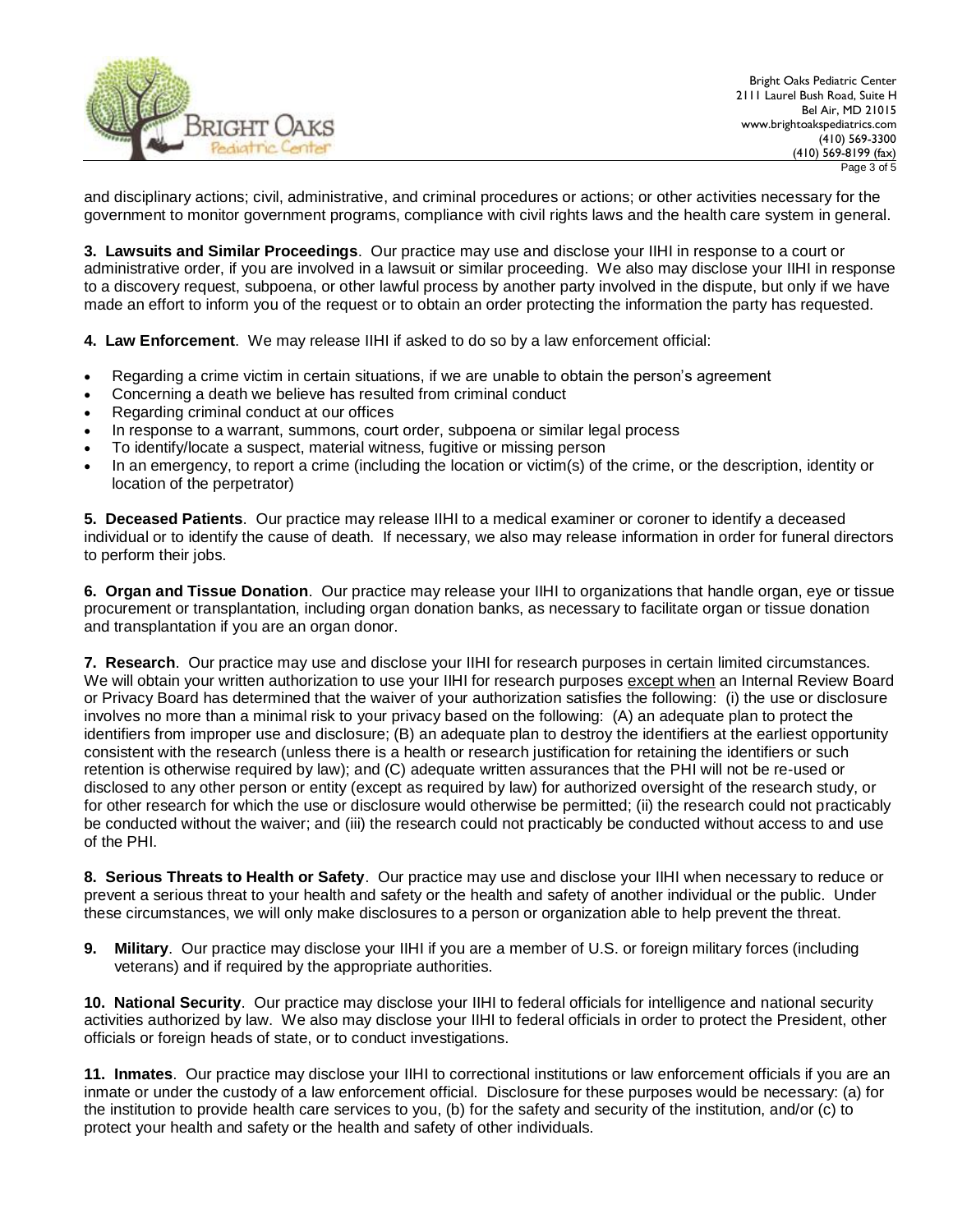and disciplinary actions; civil, administrative, and criminal procedures or actions; or other activities necessary for the government to monitor government programs, compliance with civil rights laws and the health care system in general.

**3. Lawsuits and Similar Proceedings**. Our practice may use and disclose your IIHI in response to a court or administrative order, if you are involved in a lawsuit or similar proceeding. We also may disclose your IIHI in response to a discovery request, subpoena, or other lawful process by another party involved in the dispute, but only if we have made an effort to inform you of the request or to obtain an order protecting the information the party has requested.

**4. Law Enforcement**. We may release IIHI if asked to do so by a law enforcement official:

- Regarding a crime victim in certain situations, if we are unable to obtain the person's agreement
- Concerning a death we believe has resulted from criminal conduct
- Regarding criminal conduct at our offices
- In response to a warrant, summons, court order, subpoena or similar legal process
- To identify/locate a suspect, material witness, fugitive or missing person
- In an emergency, to report a crime (including the location or victim(s) of the crime, or the description, identity or location of the perpetrator)

**5. Deceased Patients**. Our practice may release IIHI to a medical examiner or coroner to identify a deceased individual or to identify the cause of death. If necessary, we also may release information in order for funeral directors to perform their jobs.

**6. Organ and Tissue Donation**. Our practice may release your IIHI to organizations that handle organ, eye or tissue procurement or transplantation, including organ donation banks, as necessary to facilitate organ or tissue donation and transplantation if you are an organ donor.

**7. Research**. Our practice may use and disclose your IIHI for research purposes in certain limited circumstances. We will obtain your written authorization to use your IIHI for research purposes except when an Internal Review Board or Privacy Board has determined that the waiver of your authorization satisfies the following: (i) the use or disclosure involves no more than a minimal risk to your privacy based on the following: (A) an adequate plan to protect the identifiers from improper use and disclosure; (B) an adequate plan to destroy the identifiers at the earliest opportunity consistent with the research (unless there is a health or research justification for retaining the identifiers or such retention is otherwise required by law); and (C) adequate written assurances that the PHI will not be re-used or disclosed to any other person or entity (except as required by law) for authorized oversight of the research study, or for other research for which the use or disclosure would otherwise be permitted; (ii) the research could not practicably be conducted without the waiver; and (iii) the research could not practicably be conducted without access to and use of the PHI.

**8. Serious Threats to Health or Safety**. Our practice may use and disclose your IIHI when necessary to reduce or prevent a serious threat to your health and safety or the health and safety of another individual or the public. Under these circumstances, we will only make disclosures to a person or organization able to help prevent the threat.

**9. Military**. Our practice may disclose your IIHI if you are a member of U.S. or foreign military forces (including veterans) and if required by the appropriate authorities.

**10. National Security**. Our practice may disclose your IIHI to federal officials for intelligence and national security activities authorized by law. We also may disclose your IIHI to federal officials in order to protect the President, other officials or foreign heads of state, or to conduct investigations.

**11. Inmates**. Our practice may disclose your IIHI to correctional institutions or law enforcement officials if you are an inmate or under the custody of a law enforcement official. Disclosure for these purposes would be necessary: (a) for the institution to provide health care services to you, (b) for the safety and security of the institution, and/or (c) to protect your health and safety or the health and safety of other individuals.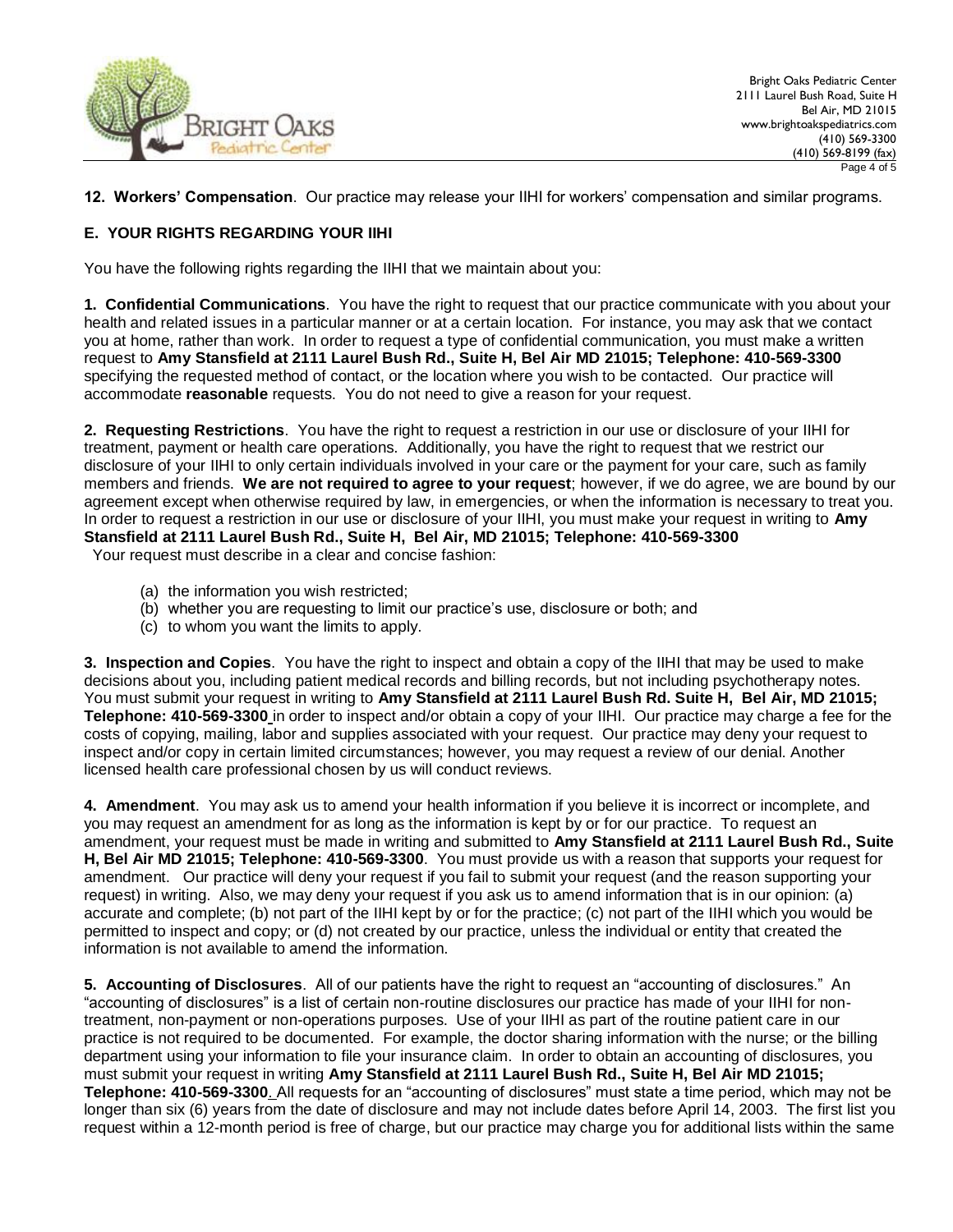**12. Workers' Compensation**. Our practice may release your IIHI for workers' compensation and similar programs.

## E. YOUR RIGHTS REGARDING YOUR IIHI

You have the following rights regarding the IIHI that we maintain about you:

**1. Confidential Communications**. You have the right to request that our practice communicate with you about your health and related issues in a particular manner or at a certain location. For instance, you may ask that we contact you at home, rather than work. In order to request a type of confidential communication, you must make a written request to **Amy Stansfield at 2111 Laurel Bush Rd., Suite H, Bel Air MD 21015; Telephone: 410-569-3300** specifying the requested method of contact, or the location where you wish to be contacted. Our practice will accommodate **reasonable** requests. You do not need to give a reason for your request.

**2. Requesting Restrictions**. You have the right to request a restriction in our use or disclosure of your IIHI for treatment, payment or health care operations. Additionally, you have the right to request that we restrict our disclosure of your IIHI to only certain individuals involved in your care or the payment for your care, such as family members and friends. **We are not required to agree to your request**; however, if we do agree, we are bound by our agreement except when otherwise required by law, in emergencies, or when the information is necessary to treat you. In order to request a restriction in our use or disclosure of your IIHI, you must make your request in writing to **Amy Stansfield at 2111 Laurel Bush Rd., Suite H, Bel Air, MD 21015; Telephone: 410-569-3300**

Your request must describe in a clear and concise fashion:

(a) the information you wish restricted;
(b) whether you are requesting to limit our practice's use, disclosure or both; and
(c) to whom you want the limits to apply.

**3. Inspection and Copies**. You have the right to inspect and obtain a copy of the IIHI that may be used to make decisions about you, including patient medical records and billing records, but not including psychotherapy notes. You must submit your request in writing to **Amy Stansfield at 2111 Laurel Bush Rd. Suite H, Bel Air, MD 21015; Telephone: 410-569-3300** in order to inspect and/or obtain a copy of your IIHI. Our practice may charge a fee for the costs of copying, mailing, labor and supplies associated with your request. Our practice may deny your request to inspect and/or copy in certain limited circumstances; however, you may request a review of our denial. Another licensed health care professional chosen by us will conduct reviews.

**4. Amendment**. You may ask us to amend your health information if you believe it is incorrect or incomplete, and you may request an amendment for as long as the information is kept by or for our practice. To request an amendment, your request must be made in writing and submitted to **Amy Stansfield at 2111 Laurel Bush Rd., Suite H, Bel Air MD 21015; Telephone: 410-569-3300**. You must provide us with a reason that supports your request for amendment. Our practice will deny your request if you fail to submit your request (and the reason supporting your request) in writing. Also, we may deny your request if you ask us to amend information that is in our opinion: (a) accurate and complete; (b) not part of the IIHI kept by or for the practice; (c) not part of the IIHI which you would be permitted to inspect and copy; or (d) not created by our practice, unless the individual or entity that created the information is not available to amend the information.

**5. Accounting of Disclosures**. All of our patients have the right to request an "accounting of disclosures." An "accounting of disclosures" is a list of certain non-routine disclosures our practice has made of your IIHI for non-treatment, non-payment or non-operations purposes. Use of your IIHI as part of the routine patient care in our practice is not required to be documented. For example, the doctor sharing information with the nurse; or the billing department using your information to file your insurance claim. In order to obtain an accounting of disclosures, you must submit your request in writing **Amy Stansfield at 2111 Laurel Bush Rd., Suite H, Bel Air MD 21015; Telephone: 410-569-3300**. All requests for an "accounting of disclosures" must state a time period, which may not be longer than six (6) years from the date of disclosure and may not include dates before April 14, 2003. The first list you request within a 12-month period is free of charge, but our practice may charge you for additional lists within the same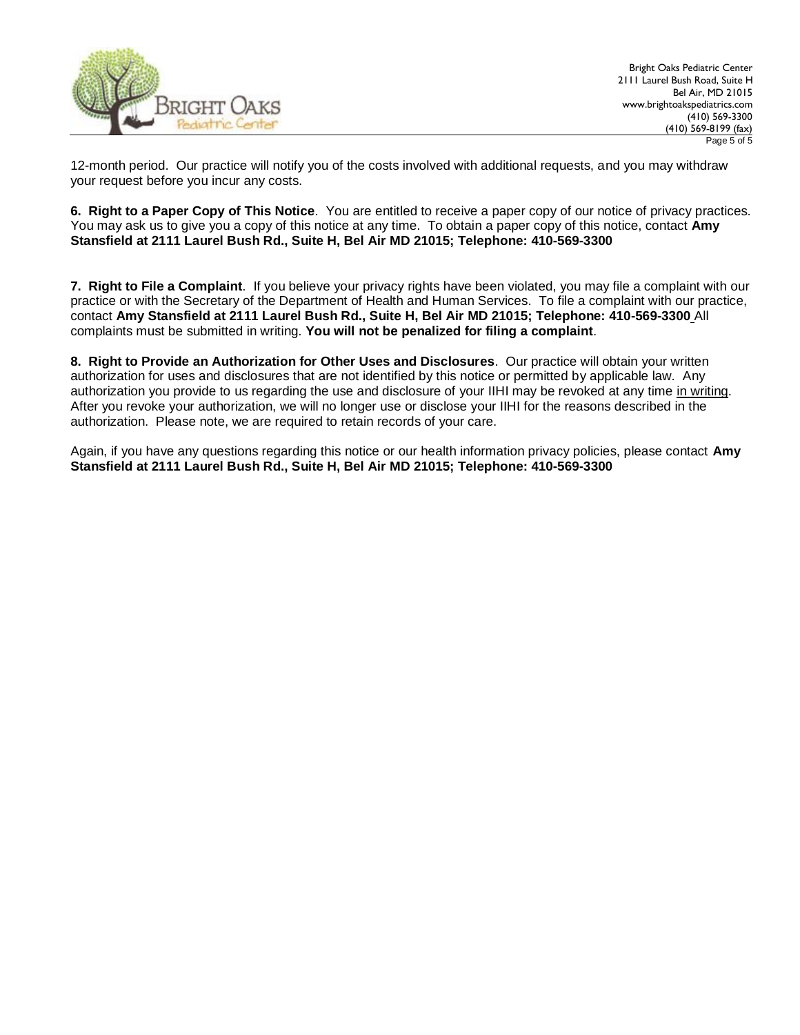12-month period. Our practice will notify you of the costs involved with additional requests, and you may withdraw your request before you incur any costs.

**6. Right to a Paper Copy of This Notice**. You are entitled to receive a paper copy of our notice of privacy practices. You may ask us to give you a copy of this notice at any time. To obtain a paper copy of this notice, contact **Amy Stansfield at 2111 Laurel Bush Rd., Suite H, Bel Air MD 21015; Telephone: 410-569-3300**

**7. Right to File a Complaint**. If you believe your privacy rights have been violated, you may file a complaint with our practice or with the Secretary of the Department of Health and Human Services. To file a complaint with our practice, contact **Amy Stansfield at 2111 Laurel Bush Rd., Suite H, Bel Air MD 21015; Telephone: 410-569-3300** All complaints must be submitted in writing. **You will not be penalized for filing a complaint**.

**8. Right to Provide an Authorization for Other Uses and Disclosures**. Our practice will obtain your written authorization for uses and disclosures that are not identified by this notice or permitted by applicable law. Any authorization you provide to us regarding the use and disclosure of your IIHI may be revoked at any time in writing. After you revoke your authorization, we will no longer use or disclose your IIHI for the reasons described in the authorization. Please note, we are required to retain records of your care.

Again, if you have any questions regarding this notice or our health information privacy policies, please contact **Amy Stansfield at 2111 Laurel Bush Rd., Suite H, Bel Air MD 21015; Telephone: 410-569-3300**